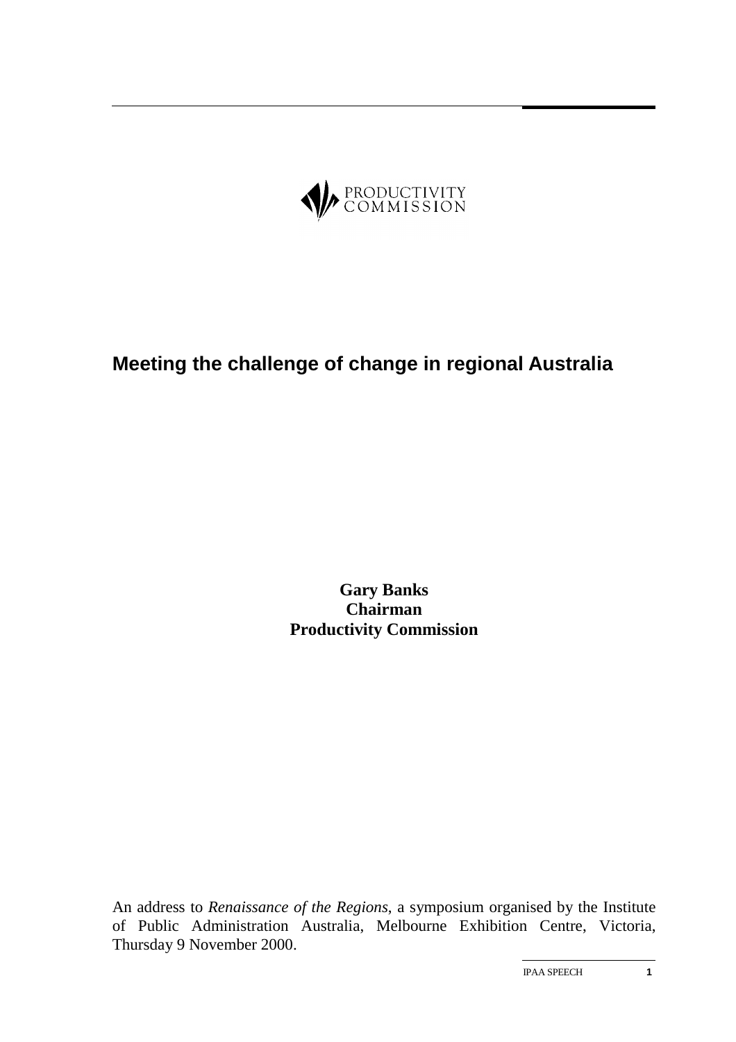PRODUCTIVITY COMMISSION

# Meeting the challenge of change in regional Australia

**Gary Banks**
**Chairman**
**Productivity Commission**

An address to *Renaissance of the Regions*, a symposium organised by the Institute of Public Administration Australia, Melbourne Exhibition Centre, Victoria, Thursday 9 November 2000.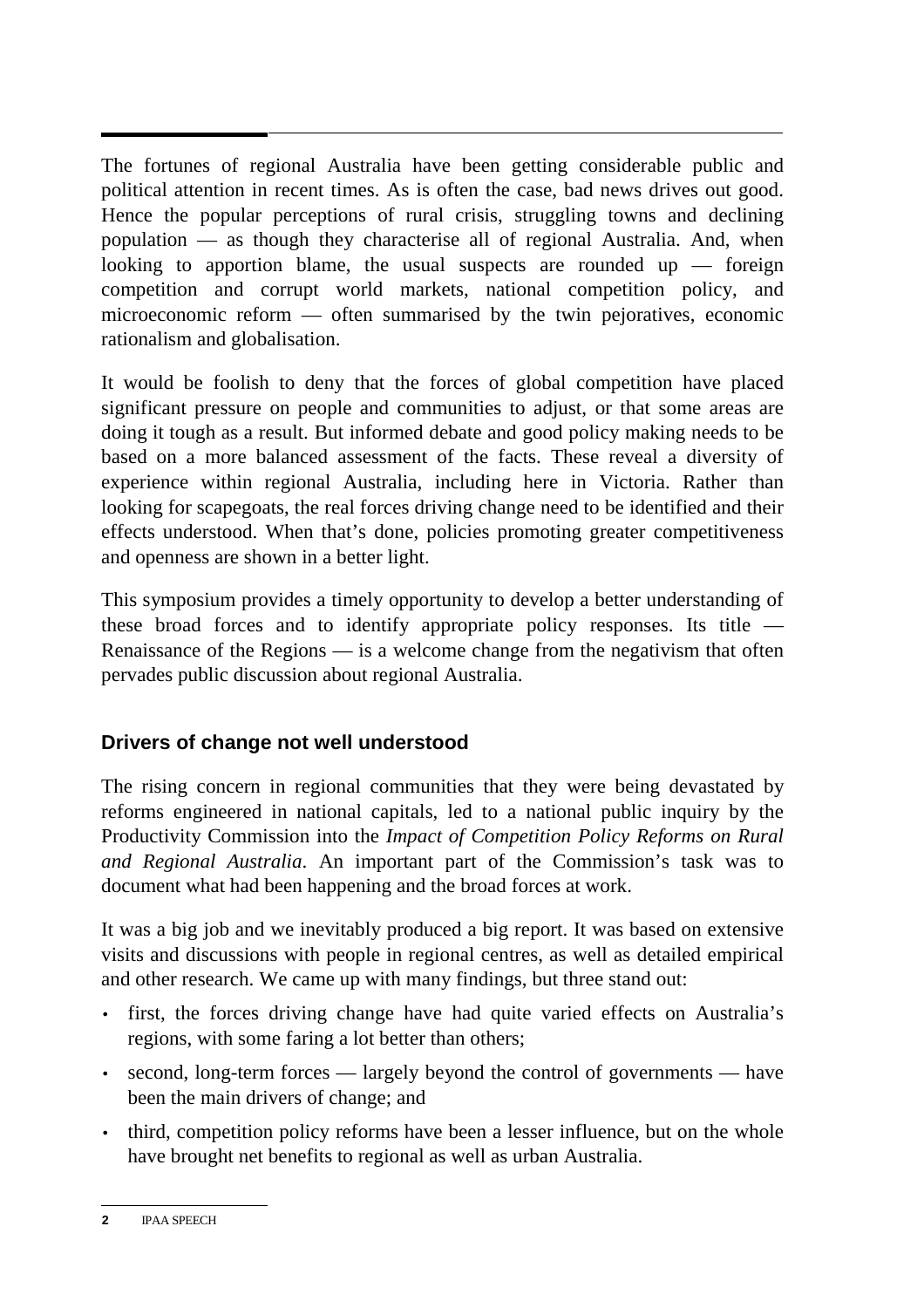The fortunes of regional Australia have been getting considerable public and political attention in recent times. As is often the case, bad news drives out good. Hence the popular perceptions of rural crisis, struggling towns and declining population — as though they characterise all of regional Australia. And, when looking to apportion blame, the usual suspects are rounded up — foreign competition and corrupt world markets, national competition policy, and microeconomic reform — often summarised by the twin pejoratives, economic rationalism and globalisation.

It would be foolish to deny that the forces of global competition have placed significant pressure on people and communities to adjust, or that some areas are doing it tough as a result. But informed debate and good policy making needs to be based on a more balanced assessment of the facts. These reveal a diversity of experience within regional Australia, including here in Victoria. Rather than looking for scapegoats, the real forces driving change need to be identified and their effects understood. When that's done, policies promoting greater competitiveness and openness are shown in a better light.

This symposium provides a timely opportunity to develop a better understanding of these broad forces and to identify appropriate policy responses. Its title — Renaissance of the Regions — is a welcome change from the negativism that often pervades public discussion about regional Australia.

## Drivers of change not well understood

The rising concern in regional communities that they were being devastated by reforms engineered in national capitals, led to a national public inquiry by the Productivity Commission into the *Impact of Competition Policy Reforms on Rural and Regional Australia*. An important part of the Commission's task was to document what had been happening and the broad forces at work.

It was a big job and we inevitably produced a big report. It was based on extensive visits and discussions with people in regional centres, as well as detailed empirical and other research. We came up with many findings, but three stand out:

- first, the forces driving change have had quite varied effects on Australia's regions, with some faring a lot better than others;
- second, long-term forces — largely beyond the control of governments — have been the main drivers of change; and
- third, competition policy reforms have been a lesser influence, but on the whole have brought net benefits to regional as well as urban Australia.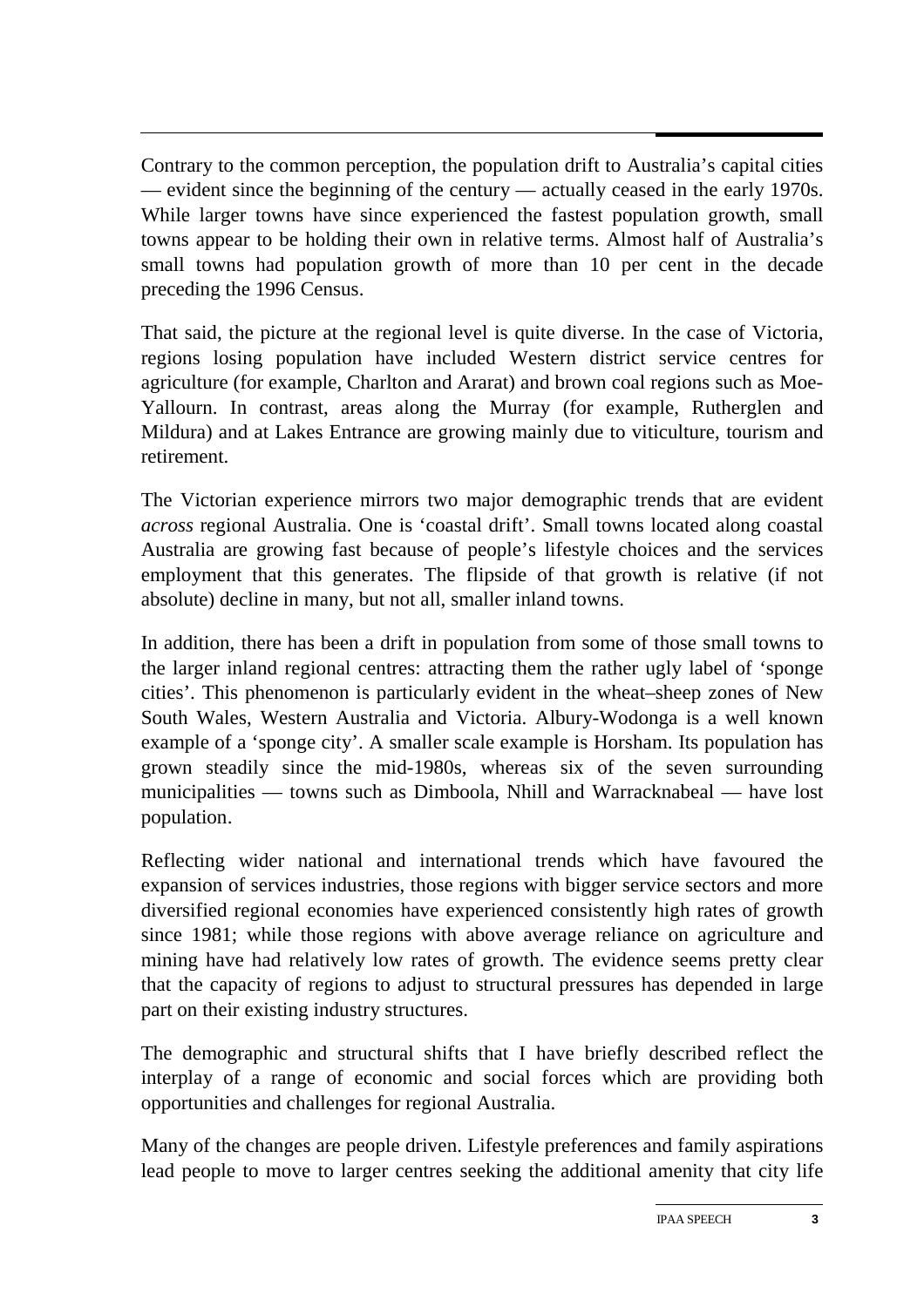Contrary to the common perception, the population drift to Australia's capital cities — evident since the beginning of the century — actually ceased in the early 1970s. While larger towns have since experienced the fastest population growth, small towns appear to be holding their own in relative terms. Almost half of Australia's small towns had population growth of more than 10 per cent in the decade preceding the 1996 Census.

That said, the picture at the regional level is quite diverse. In the case of Victoria, regions losing population have included Western district service centres for agriculture (for example, Charlton and Ararat) and brown coal regions such as Moe-Yallourn. In contrast, areas along the Murray (for example, Rutherglen and Mildura) and at Lakes Entrance are growing mainly due to viticulture, tourism and retirement.

The Victorian experience mirrors two major demographic trends that are evident *across* regional Australia. One is 'coastal drift'. Small towns located along coastal Australia are growing fast because of people's lifestyle choices and the services employment that this generates. The flipside of that growth is relative (if not absolute) decline in many, but not all, smaller inland towns.

In addition, there has been a drift in population from some of those small towns to the larger inland regional centres: attracting them the rather ugly label of 'sponge cities'. This phenomenon is particularly evident in the wheat–sheep zones of New South Wales, Western Australia and Victoria. Albury-Wodonga is a well known example of a 'sponge city'. A smaller scale example is Horsham. Its population has grown steadily since the mid-1980s, whereas six of the seven surrounding municipalities — towns such as Dimboola, Nhill and Warracknabeal — have lost population.

Reflecting wider national and international trends which have favoured the expansion of services industries, those regions with bigger service sectors and more diversified regional economies have experienced consistently high rates of growth since 1981; while those regions with above average reliance on agriculture and mining have had relatively low rates of growth. The evidence seems pretty clear that the capacity of regions to adjust to structural pressures has depended in large part on their existing industry structures.

The demographic and structural shifts that I have briefly described reflect the interplay of a range of economic and social forces which are providing both opportunities and challenges for regional Australia.

Many of the changes are people driven. Lifestyle preferences and family aspirations lead people to move to larger centres seeking the additional amenity that city life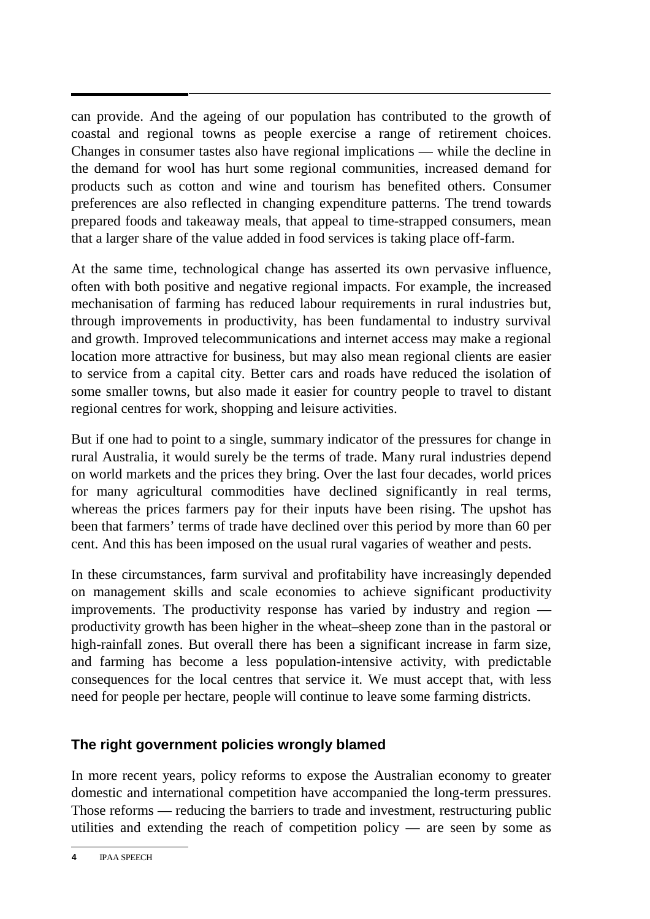can provide. And the ageing of our population has contributed to the growth of coastal and regional towns as people exercise a range of retirement choices. Changes in consumer tastes also have regional implications — while the decline in the demand for wool has hurt some regional communities, increased demand for products such as cotton and wine and tourism has benefited others. Consumer preferences are also reflected in changing expenditure patterns. The trend towards prepared foods and takeaway meals, that appeal to time-strapped consumers, mean that a larger share of the value added in food services is taking place off-farm.

At the same time, technological change has asserted its own pervasive influence, often with both positive and negative regional impacts. For example, the increased mechanisation of farming has reduced labour requirements in rural industries but, through improvements in productivity, has been fundamental to industry survival and growth. Improved telecommunications and internet access may make a regional location more attractive for business, but may also mean regional clients are easier to service from a capital city. Better cars and roads have reduced the isolation of some smaller towns, but also made it easier for country people to travel to distant regional centres for work, shopping and leisure activities.

But if one had to point to a single, summary indicator of the pressures for change in rural Australia, it would surely be the terms of trade. Many rural industries depend on world markets and the prices they bring. Over the last four decades, world prices for many agricultural commodities have declined significantly in real terms, whereas the prices farmers pay for their inputs have been rising. The upshot has been that farmers' terms of trade have declined over this period by more than 60 per cent. And this has been imposed on the usual rural vagaries of weather and pests.

In these circumstances, farm survival and profitability have increasingly depended on management skills and scale economies to achieve significant productivity improvements. The productivity response has varied by industry and region — productivity growth has been higher in the wheat–sheep zone than in the pastoral or high-rainfall zones. But overall there has been a significant increase in farm size, and farming has become a less population-intensive activity, with predictable consequences for the local centres that service it. We must accept that, with less need for people per hectare, people will continue to leave some farming districts.

## The right government policies wrongly blamed

In more recent years, policy reforms to expose the Australian economy to greater domestic and international competition have accompanied the long-term pressures. Those reforms — reducing the barriers to trade and investment, restructuring public utilities and extending the reach of competition policy — are seen by some as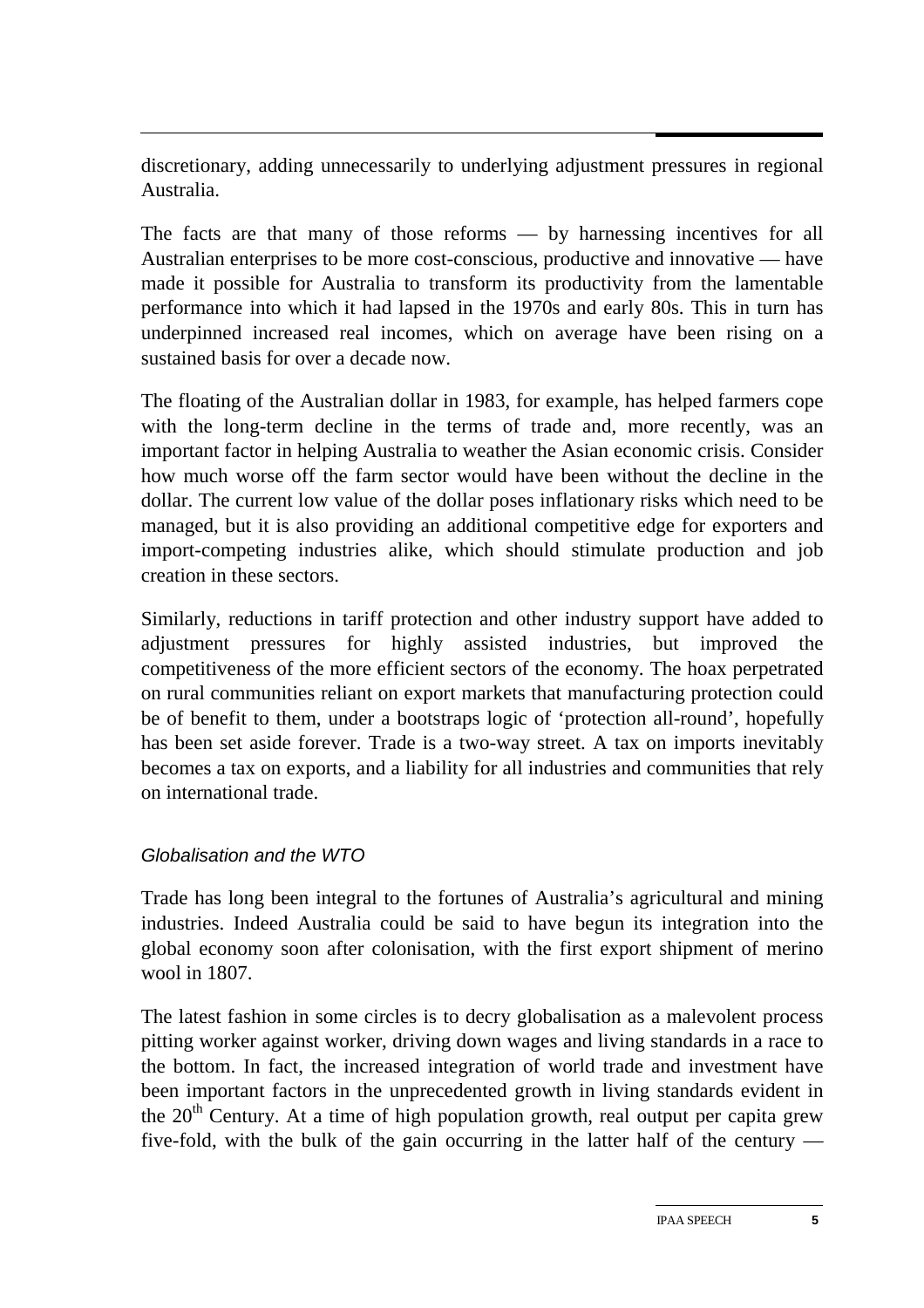discretionary, adding unnecessarily to underlying adjustment pressures in regional Australia.

The facts are that many of those reforms — by harnessing incentives for all Australian enterprises to be more cost-conscious, productive and innovative — have made it possible for Australia to transform its productivity from the lamentable performance into which it had lapsed in the 1970s and early 80s. This in turn has underpinned increased real incomes, which on average have been rising on a sustained basis for over a decade now.

The floating of the Australian dollar in 1983, for example, has helped farmers cope with the long-term decline in the terms of trade and, more recently, was an important factor in helping Australia to weather the Asian economic crisis. Consider how much worse off the farm sector would have been without the decline in the dollar. The current low value of the dollar poses inflationary risks which need to be managed, but it is also providing an additional competitive edge for exporters and import-competing industries alike, which should stimulate production and job creation in these sectors.

Similarly, reductions in tariff protection and other industry support have added to adjustment pressures for highly assisted industries, but improved the competitiveness of the more efficient sectors of the economy. The hoax perpetrated on rural communities reliant on export markets that manufacturing protection could be of benefit to them, under a bootstraps logic of 'protection all-round', hopefully has been set aside forever. Trade is a two-way street. A tax on imports inevitably becomes a tax on exports, and a liability for all industries and communities that rely on international trade.

### *Globalisation and the WTO*

Trade has long been integral to the fortunes of Australia's agricultural and mining industries. Indeed Australia could be said to have begun its integration into the global economy soon after colonisation, with the first export shipment of merino wool in 1807.

The latest fashion in some circles is to decry globalisation as a malevolent process pitting worker against worker, driving down wages and living standards in a race to the bottom. In fact, the increased integration of world trade and investment have been important factors in the unprecedented growth in living standards evident in the 20th Century. At a time of high population growth, real output per capita grew five-fold, with the bulk of the gain occurring in the latter half of the century —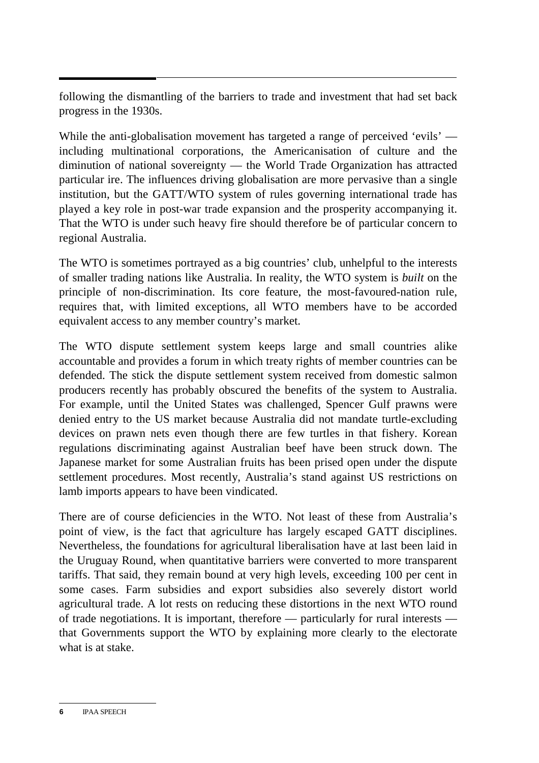following the dismantling of the barriers to trade and investment that had set back progress in the 1930s.

While the anti-globalisation movement has targeted a range of perceived 'evils' — including multinational corporations, the Americanisation of culture and the diminution of national sovereignty — the World Trade Organization has attracted particular ire. The influences driving globalisation are more pervasive than a single institution, but the GATT/WTO system of rules governing international trade has played a key role in post-war trade expansion and the prosperity accompanying it. That the WTO is under such heavy fire should therefore be of particular concern to regional Australia.

The WTO is sometimes portrayed as a big countries' club, unhelpful to the interests of smaller trading nations like Australia. In reality, the WTO system is *built* on the principle of non-discrimination. Its core feature, the most-favoured-nation rule, requires that, with limited exceptions, all WTO members have to be accorded equivalent access to any member country's market.

The WTO dispute settlement system keeps large and small countries alike accountable and provides a forum in which treaty rights of member countries can be defended. The stick the dispute settlement system received from domestic salmon producers recently has probably obscured the benefits of the system to Australia. For example, until the United States was challenged, Spencer Gulf prawns were denied entry to the US market because Australia did not mandate turtle-excluding devices on prawn nets even though there are few turtles in that fishery. Korean regulations discriminating against Australian beef have been struck down. The Japanese market for some Australian fruits has been prised open under the dispute settlement procedures. Most recently, Australia's stand against US restrictions on lamb imports appears to have been vindicated.

There are of course deficiencies in the WTO. Not least of these from Australia's point of view, is the fact that agriculture has largely escaped GATT disciplines. Nevertheless, the foundations for agricultural liberalisation have at last been laid in the Uruguay Round, when quantitative barriers were converted to more transparent tariffs. That said, they remain bound at very high levels, exceeding 100 per cent in some cases. Farm subsidies and export subsidies also severely distort world agricultural trade. A lot rests on reducing these distortions in the next WTO round of trade negotiations. It is important, therefore — particularly for rural interests — that Governments support the WTO by explaining more clearly to the electorate what is at stake.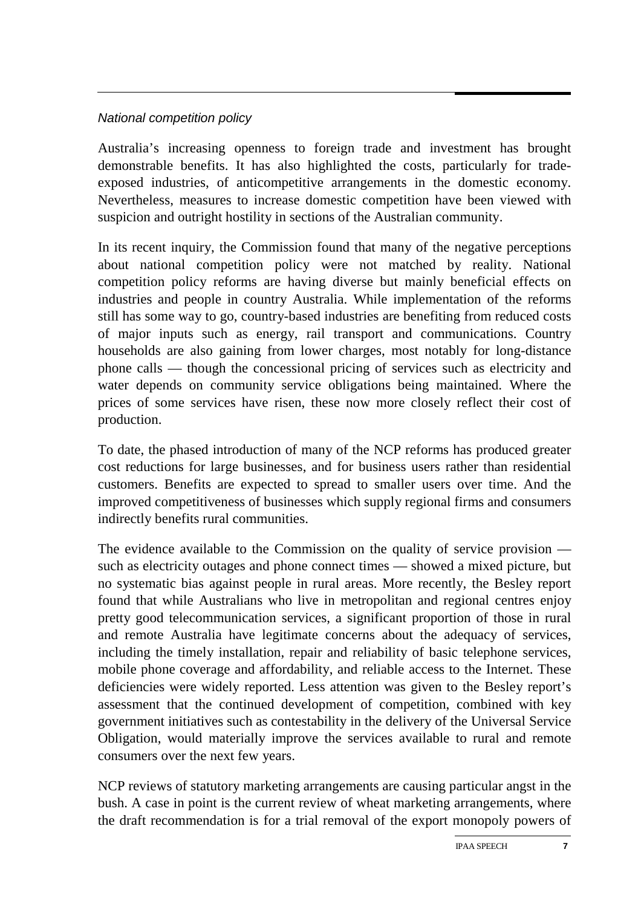*National competition policy*

Australia's increasing openness to foreign trade and investment has brought demonstrable benefits. It has also highlighted the costs, particularly for trade-exposed industries, of anticompetitive arrangements in the domestic economy. Nevertheless, measures to increase domestic competition have been viewed with suspicion and outright hostility in sections of the Australian community.

In its recent inquiry, the Commission found that many of the negative perceptions about national competition policy were not matched by reality. National competition policy reforms are having diverse but mainly beneficial effects on industries and people in country Australia. While implementation of the reforms still has some way to go, country-based industries are benefiting from reduced costs of major inputs such as energy, rail transport and communications. Country households are also gaining from lower charges, most notably for long-distance phone calls — though the concessional pricing of services such as electricity and water depends on community service obligations being maintained. Where the prices of some services have risen, these now more closely reflect their cost of production.

To date, the phased introduction of many of the NCP reforms has produced greater cost reductions for large businesses, and for business users rather than residential customers. Benefits are expected to spread to smaller users over time. And the improved competitiveness of businesses which supply regional firms and consumers indirectly benefits rural communities.

The evidence available to the Commission on the quality of service provision — such as electricity outages and phone connect times — showed a mixed picture, but no systematic bias against people in rural areas. More recently, the Besley report found that while Australians who live in metropolitan and regional centres enjoy pretty good telecommunication services, a significant proportion of those in rural and remote Australia have legitimate concerns about the adequacy of services, including the timely installation, repair and reliability of basic telephone services, mobile phone coverage and affordability, and reliable access to the Internet. These deficiencies were widely reported. Less attention was given to the Besley report's assessment that the continued development of competition, combined with key government initiatives such as contestability in the delivery of the Universal Service Obligation, would materially improve the services available to rural and remote consumers over the next few years.

NCP reviews of statutory marketing arrangements are causing particular angst in the bush. A case in point is the current review of wheat marketing arrangements, where the draft recommendation is for a trial removal of the export monopoly powers of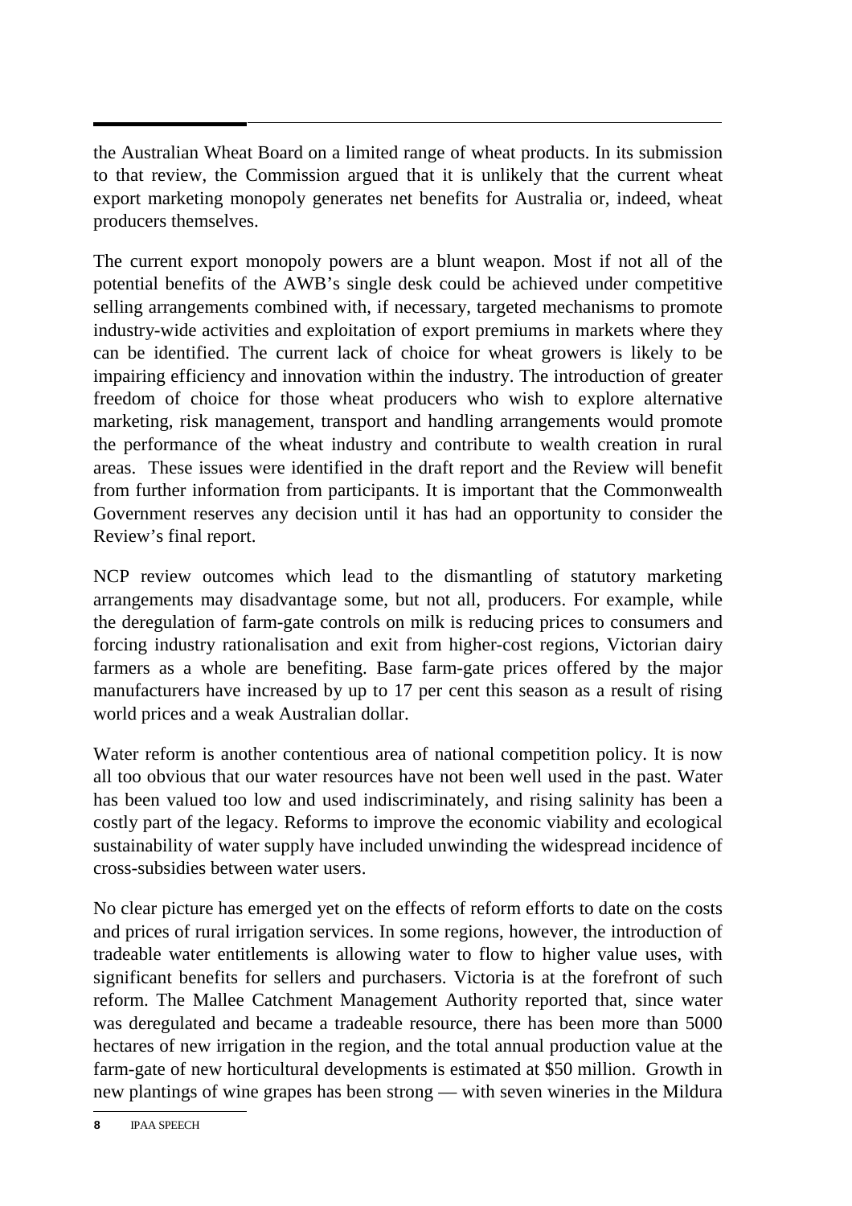the Australian Wheat Board on a limited range of wheat products. In its submission to that review, the Commission argued that it is unlikely that the current wheat export marketing monopoly generates net benefits for Australia or, indeed, wheat producers themselves.

The current export monopoly powers are a blunt weapon. Most if not all of the potential benefits of the AWB's single desk could be achieved under competitive selling arrangements combined with, if necessary, targeted mechanisms to promote industry-wide activities and exploitation of export premiums in markets where they can be identified. The current lack of choice for wheat growers is likely to be impairing efficiency and innovation within the industry. The introduction of greater freedom of choice for those wheat producers who wish to explore alternative marketing, risk management, transport and handling arrangements would promote the performance of the wheat industry and contribute to wealth creation in rural areas. These issues were identified in the draft report and the Review will benefit from further information from participants. It is important that the Commonwealth Government reserves any decision until it has had an opportunity to consider the Review's final report.

NCP review outcomes which lead to the dismantling of statutory marketing arrangements may disadvantage some, but not all, producers. For example, while the deregulation of farm-gate controls on milk is reducing prices to consumers and forcing industry rationalisation and exit from higher-cost regions, Victorian dairy farmers as a whole are benefiting. Base farm-gate prices offered by the major manufacturers have increased by up to 17 per cent this season as a result of rising world prices and a weak Australian dollar.

Water reform is another contentious area of national competition policy. It is now all too obvious that our water resources have not been well used in the past. Water has been valued too low and used indiscriminately, and rising salinity has been a costly part of the legacy. Reforms to improve the economic viability and ecological sustainability of water supply have included unwinding the widespread incidence of cross-subsidies between water users.

No clear picture has emerged yet on the effects of reform efforts to date on the costs and prices of rural irrigation services. In some regions, however, the introduction of tradeable water entitlements is allowing water to flow to higher value uses, with significant benefits for sellers and purchasers. Victoria is at the forefront of such reform. The Mallee Catchment Management Authority reported that, since water was deregulated and became a tradeable resource, there has been more than 5000 hectares of new irrigation in the region, and the total annual production value at the farm-gate of new horticultural developments is estimated at $50 million. Growth in new plantings of wine grapes has been strong — with seven wineries in the Mildura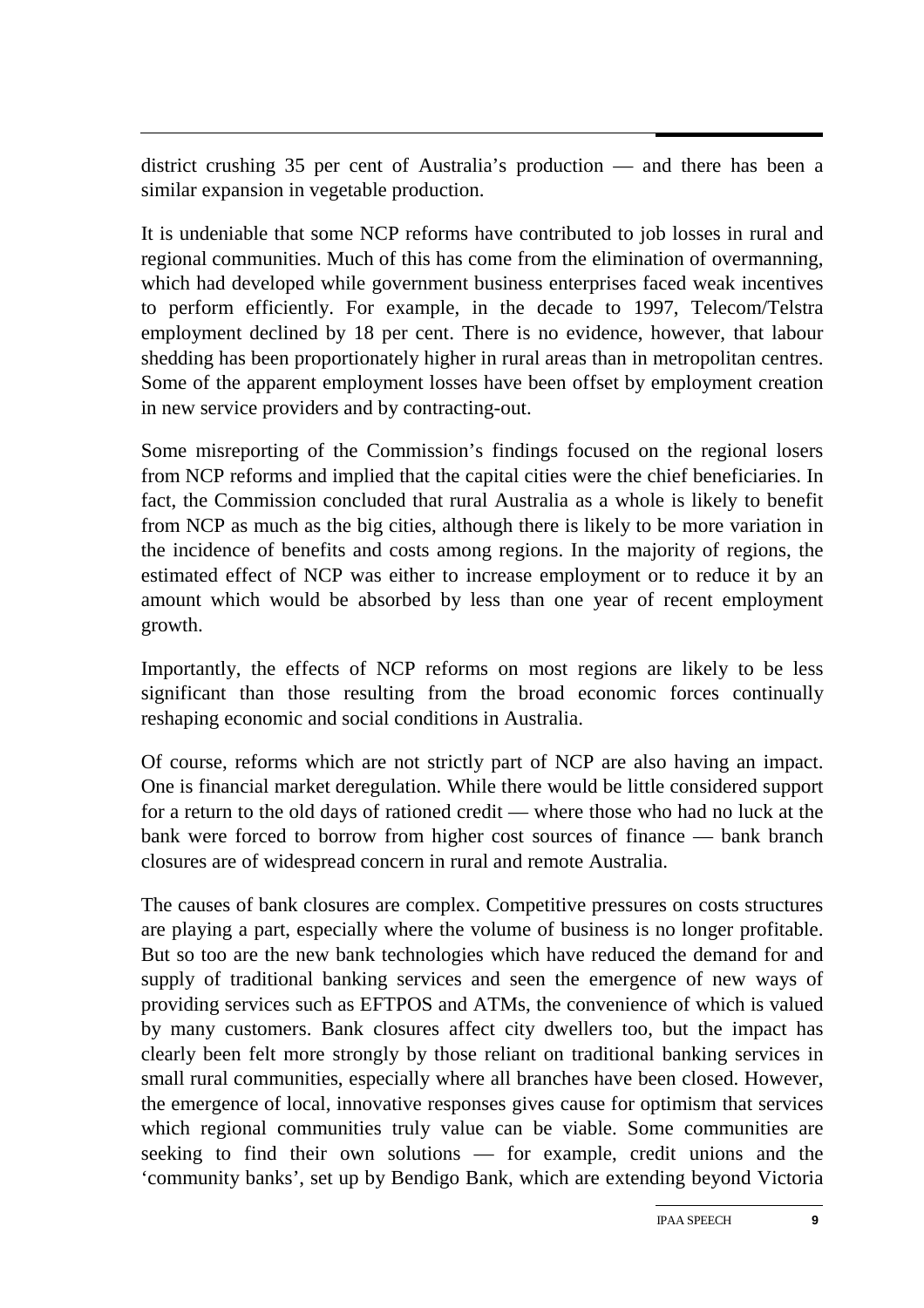district crushing 35 per cent of Australia's production — and there has been a similar expansion in vegetable production.

It is undeniable that some NCP reforms have contributed to job losses in rural and regional communities. Much of this has come from the elimination of overmanning, which had developed while government business enterprises faced weak incentives to perform efficiently. For example, in the decade to 1997, Telecom/Telstra employment declined by 18 per cent. There is no evidence, however, that labour shedding has been proportionately higher in rural areas than in metropolitan centres. Some of the apparent employment losses have been offset by employment creation in new service providers and by contracting-out.

Some misreporting of the Commission's findings focused on the regional losers from NCP reforms and implied that the capital cities were the chief beneficiaries. In fact, the Commission concluded that rural Australia as a whole is likely to benefit from NCP as much as the big cities, although there is likely to be more variation in the incidence of benefits and costs among regions. In the majority of regions, the estimated effect of NCP was either to increase employment or to reduce it by an amount which would be absorbed by less than one year of recent employment growth.

Importantly, the effects of NCP reforms on most regions are likely to be less significant than those resulting from the broad economic forces continually reshaping economic and social conditions in Australia.

Of course, reforms which are not strictly part of NCP are also having an impact. One is financial market deregulation. While there would be little considered support for a return to the old days of rationed credit — where those who had no luck at the bank were forced to borrow from higher cost sources of finance — bank branch closures are of widespread concern in rural and remote Australia.

The causes of bank closures are complex. Competitive pressures on costs structures are playing a part, especially where the volume of business is no longer profitable. But so too are the new bank technologies which have reduced the demand for and supply of traditional banking services and seen the emergence of new ways of providing services such as EFTPOS and ATMs, the convenience of which is valued by many customers. Bank closures affect city dwellers too, but the impact has clearly been felt more strongly by those reliant on traditional banking services in small rural communities, especially where all branches have been closed. However, the emergence of local, innovative responses gives cause for optimism that services which regional communities truly value can be viable. Some communities are seeking to find their own solutions — for example, credit unions and the 'community banks', set up by Bendigo Bank, which are extending beyond Victoria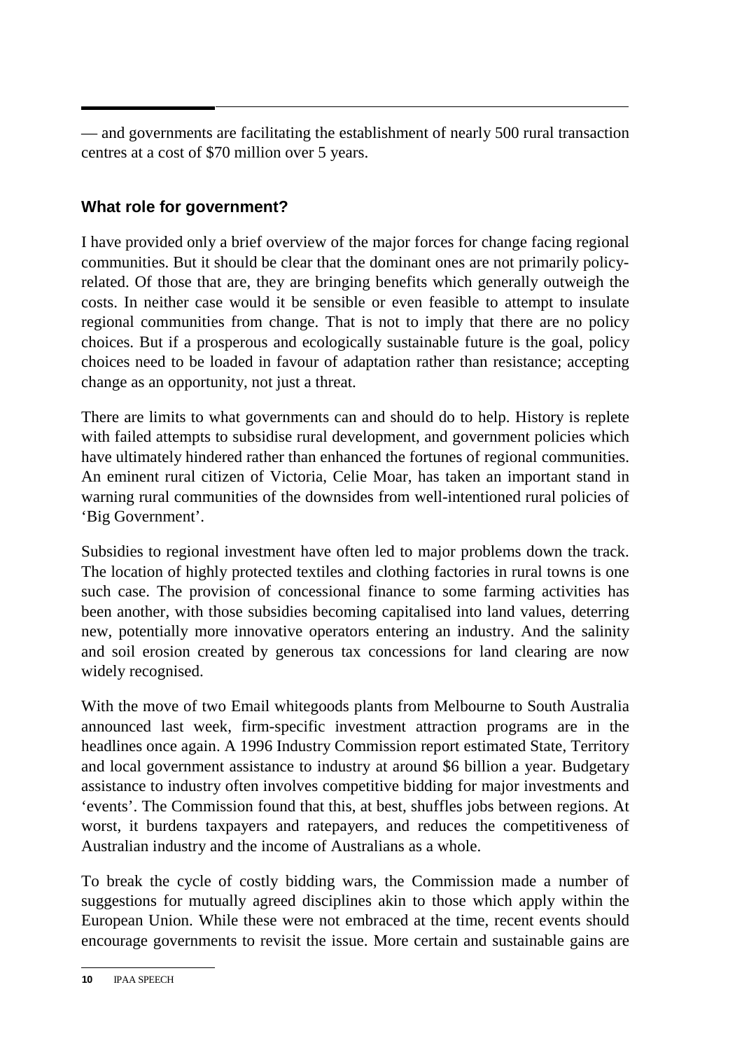— and governments are facilitating the establishment of nearly 500 rural transaction centres at a cost of $70 million over 5 years.

## What role for government?

I have provided only a brief overview of the major forces for change facing regional communities. But it should be clear that the dominant ones are not primarily policy-related. Of those that are, they are bringing benefits which generally outweigh the costs. In neither case would it be sensible or even feasible to attempt to insulate regional communities from change. That is not to imply that there are no policy choices. But if a prosperous and ecologically sustainable future is the goal, policy choices need to be loaded in favour of adaptation rather than resistance; accepting change as an opportunity, not just a threat.

There are limits to what governments can and should do to help. History is replete with failed attempts to subsidise rural development, and government policies which have ultimately hindered rather than enhanced the fortunes of regional communities. An eminent rural citizen of Victoria, Celie Moar, has taken an important stand in warning rural communities of the downsides from well-intentioned rural policies of 'Big Government'.

Subsidies to regional investment have often led to major problems down the track. The location of highly protected textiles and clothing factories in rural towns is one such case. The provision of concessional finance to some farming activities has been another, with those subsidies becoming capitalised into land values, deterring new, potentially more innovative operators entering an industry. And the salinity and soil erosion created by generous tax concessions for land clearing are now widely recognised.

With the move of two Email whitegoods plants from Melbourne to South Australia announced last week, firm-specific investment attraction programs are in the headlines once again. A 1996 Industry Commission report estimated State, Territory and local government assistance to industry at around $6 billion a year. Budgetary assistance to industry often involves competitive bidding for major investments and 'events'. The Commission found that this, at best, shuffles jobs between regions. At worst, it burdens taxpayers and ratepayers, and reduces the competitiveness of Australian industry and the income of Australians as a whole.

To break the cycle of costly bidding wars, the Commission made a number of suggestions for mutually agreed disciplines akin to those which apply within the European Union. While these were not embraced at the time, recent events should encourage governments to revisit the issue. More certain and sustainable gains are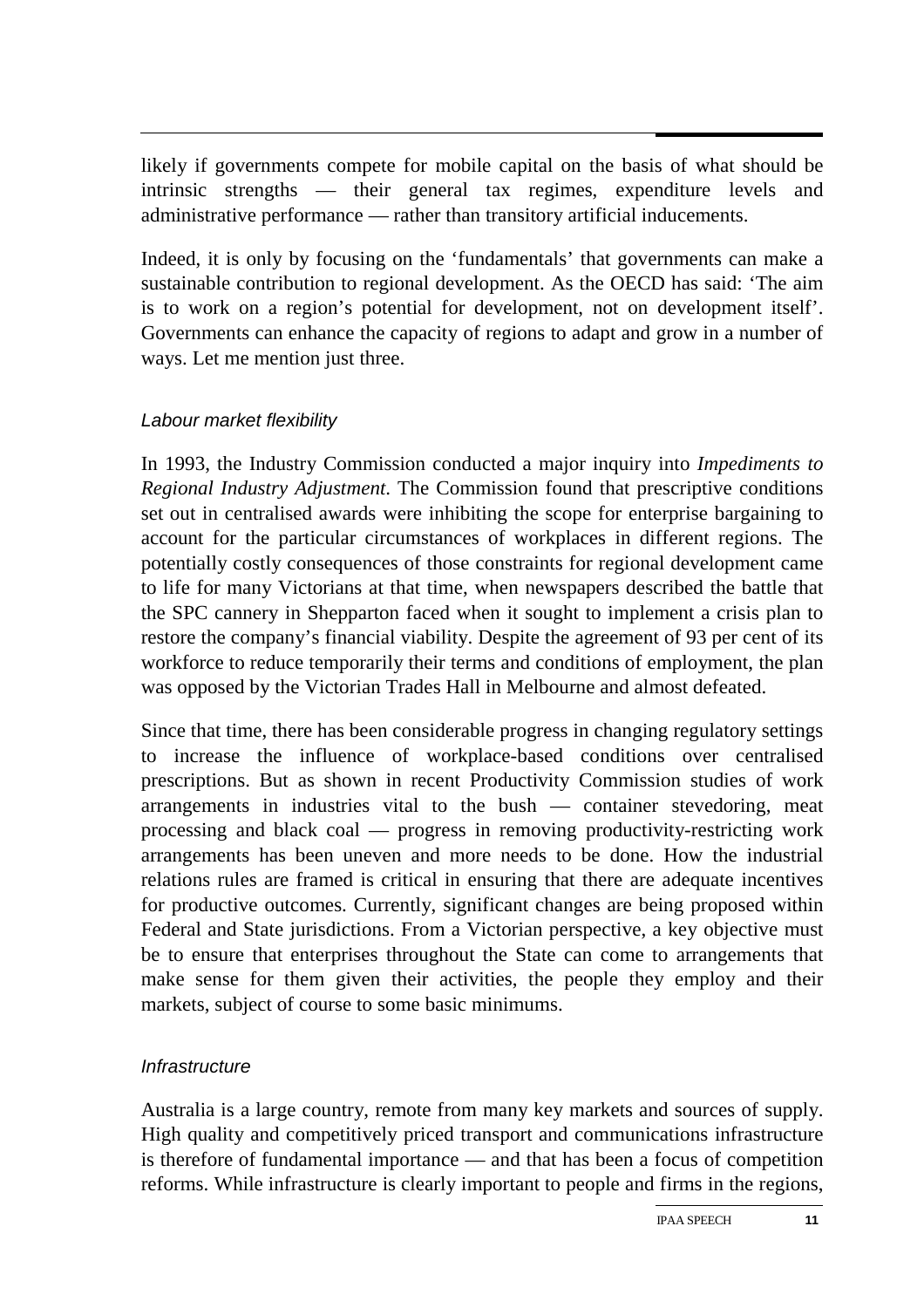likely if governments compete for mobile capital on the basis of what should be intrinsic strengths — their general tax regimes, expenditure levels and administrative performance — rather than transitory artificial inducements.

Indeed, it is only by focusing on the 'fundamentals' that governments can make a sustainable contribution to regional development. As the OECD has said: 'The aim is to work on a region's potential for development, not on development itself'. Governments can enhance the capacity of regions to adapt and grow in a number of ways. Let me mention just three.

### *Labour market flexibility*

In 1993, the Industry Commission conducted a major inquiry into *Impediments to Regional Industry Adjustment*. The Commission found that prescriptive conditions set out in centralised awards were inhibiting the scope for enterprise bargaining to account for the particular circumstances of workplaces in different regions. The potentially costly consequences of those constraints for regional development came to life for many Victorians at that time, when newspapers described the battle that the SPC cannery in Shepparton faced when it sought to implement a crisis plan to restore the company's financial viability. Despite the agreement of 93 per cent of its workforce to reduce temporarily their terms and conditions of employment, the plan was opposed by the Victorian Trades Hall in Melbourne and almost defeated.

Since that time, there has been considerable progress in changing regulatory settings to increase the influence of workplace-based conditions over centralised prescriptions. But as shown in recent Productivity Commission studies of work arrangements in industries vital to the bush — container stevedoring, meat processing and black coal — progress in removing productivity-restricting work arrangements has been uneven and more needs to be done. How the industrial relations rules are framed is critical in ensuring that there are adequate incentives for productive outcomes. Currently, significant changes are being proposed within Federal and State jurisdictions. From a Victorian perspective, a key objective must be to ensure that enterprises throughout the State can come to arrangements that make sense for them given their activities, the people they employ and their markets, subject of course to some basic minimums.

### *Infrastructure*

Australia is a large country, remote from many key markets and sources of supply. High quality and competitively priced transport and communications infrastructure is therefore of fundamental importance — and that has been a focus of competition reforms. While infrastructure is clearly important to people and firms in the regions,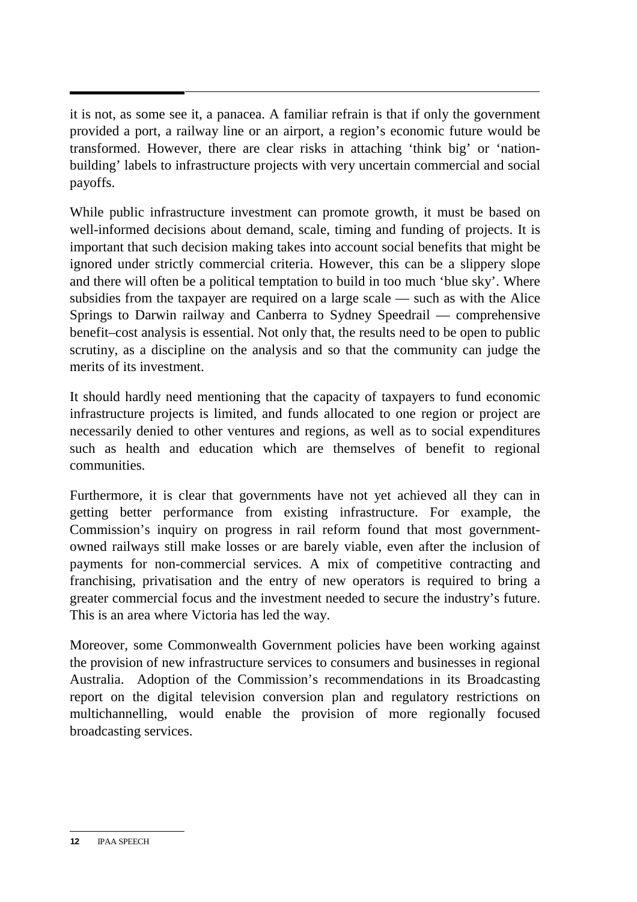it is not, as some see it, a panacea. A familiar refrain is that if only the government provided a port, a railway line or an airport, a region's economic future would be transformed. However, there are clear risks in attaching 'think big' or 'nation-building' labels to infrastructure projects with very uncertain commercial and social payoffs.

While public infrastructure investment can promote growth, it must be based on well-informed decisions about demand, scale, timing and funding of projects. It is important that such decision making takes into account social benefits that might be ignored under strictly commercial criteria. However, this can be a slippery slope and there will often be a political temptation to build in too much 'blue sky'. Where subsidies from the taxpayer are required on a large scale — such as with the Alice Springs to Darwin railway and Canberra to Sydney Speedrail — comprehensive benefit–cost analysis is essential. Not only that, the results need to be open to public scrutiny, as a discipline on the analysis and so that the community can judge the merits of its investment.

It should hardly need mentioning that the capacity of taxpayers to fund economic infrastructure projects is limited, and funds allocated to one region or project are necessarily denied to other ventures and regions, as well as to social expenditures such as health and education which are themselves of benefit to regional communities.

Furthermore, it is clear that governments have not yet achieved all they can in getting better performance from existing infrastructure. For example, the Commission's inquiry on progress in rail reform found that most government-owned railways still make losses or are barely viable, even after the inclusion of payments for non-commercial services. A mix of competitive contracting and franchising, privatisation and the entry of new operators is required to bring a greater commercial focus and the investment needed to secure the industry's future. This is an area where Victoria has led the way.

Moreover, some Commonwealth Government policies have been working against the provision of new infrastructure services to consumers and businesses in regional Australia. Adoption of the Commission's recommendations in its Broadcasting report on the digital television conversion plan and regulatory restrictions on multichannelling, would enable the provision of more regionally focused broadcasting services.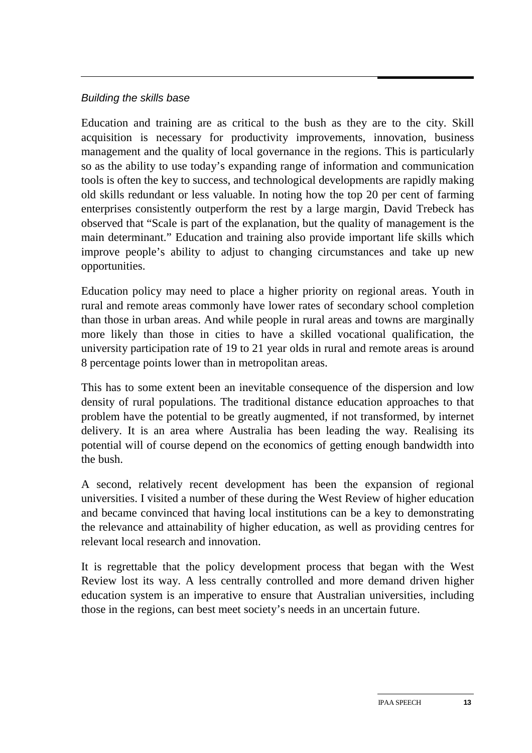*Building the skills base*

Education and training are as critical to the bush as they are to the city. Skill acquisition is necessary for productivity improvements, innovation, business management and the quality of local governance in the regions. This is particularly so as the ability to use today's expanding range of information and communication tools is often the key to success, and technological developments are rapidly making old skills redundant or less valuable. In noting how the top 20 per cent of farming enterprises consistently outperform the rest by a large margin, David Trebeck has observed that "Scale is part of the explanation, but the quality of management is the main determinant." Education and training also provide important life skills which improve people's ability to adjust to changing circumstances and take up new opportunities.

Education policy may need to place a higher priority on regional areas. Youth in rural and remote areas commonly have lower rates of secondary school completion than those in urban areas. And while people in rural areas and towns are marginally more likely than those in cities to have a skilled vocational qualification, the university participation rate of 19 to 21 year olds in rural and remote areas is around 8 percentage points lower than in metropolitan areas.

This has to some extent been an inevitable consequence of the dispersion and low density of rural populations. The traditional distance education approaches to that problem have the potential to be greatly augmented, if not transformed, by internet delivery. It is an area where Australia has been leading the way. Realising its potential will of course depend on the economics of getting enough bandwidth into the bush.

A second, relatively recent development has been the expansion of regional universities. I visited a number of these during the West Review of higher education and became convinced that having local institutions can be a key to demonstrating the relevance and attainability of higher education, as well as providing centres for relevant local research and innovation.

It is regrettable that the policy development process that began with the West Review lost its way. A less centrally controlled and more demand driven higher education system is an imperative to ensure that Australian universities, including those in the regions, can best meet society's needs in an uncertain future.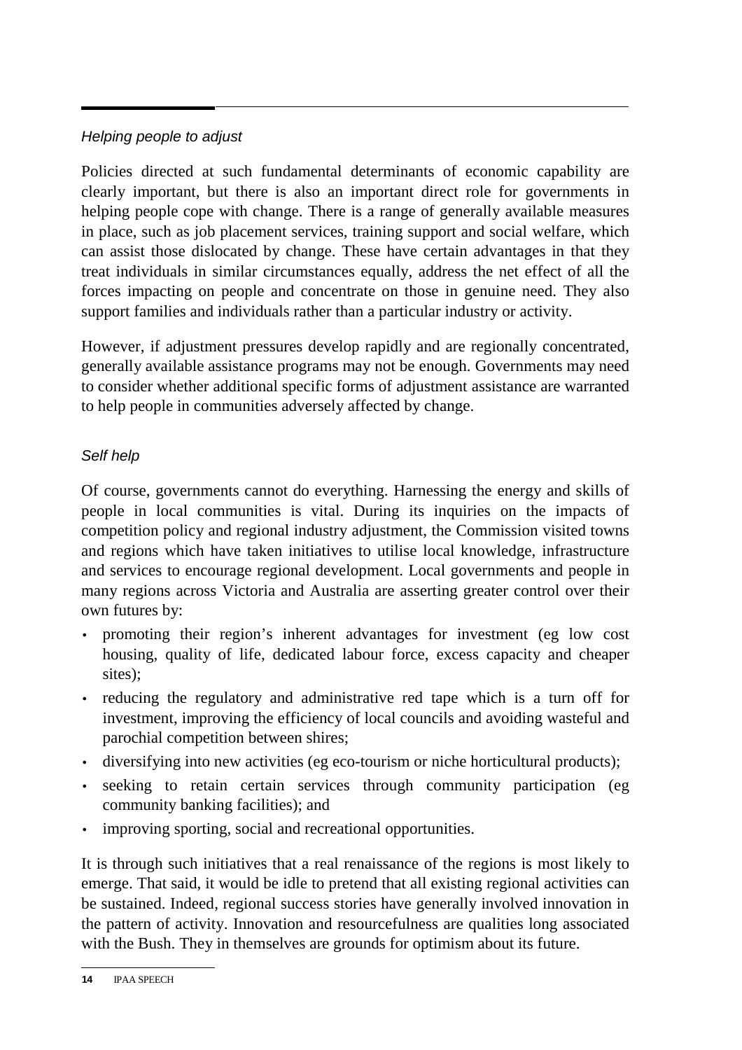### *Helping people to adjust*

Policies directed at such fundamental determinants of economic capability are clearly important, but there is also an important direct role for governments in helping people cope with change. There is a range of generally available measures in place, such as job placement services, training support and social welfare, which can assist those dislocated by change. These have certain advantages in that they treat individuals in similar circumstances equally, address the net effect of all the forces impacting on people and concentrate on those in genuine need. They also support families and individuals rather than a particular industry or activity.

However, if adjustment pressures develop rapidly and are regionally concentrated, generally available assistance programs may not be enough. Governments may need to consider whether additional specific forms of adjustment assistance are warranted to help people in communities adversely affected by change.

### *Self help*

Of course, governments cannot do everything. Harnessing the energy and skills of people in local communities is vital. During its inquiries on the impacts of competition policy and regional industry adjustment, the Commission visited towns and regions which have taken initiatives to utilise local knowledge, infrastructure and services to encourage regional development. Local governments and people in many regions across Victoria and Australia are asserting greater control over their own futures by:

- promoting their region's inherent advantages for investment (eg low cost housing, quality of life, dedicated labour force, excess capacity and cheaper sites);
- reducing the regulatory and administrative red tape which is a turn off for investment, improving the efficiency of local councils and avoiding wasteful and parochial competition between shires;
- diversifying into new activities (eg eco-tourism or niche horticultural products);
- seeking to retain certain services through community participation (eg community banking facilities); and
- improving sporting, social and recreational opportunities.

It is through such initiatives that a real renaissance of the regions is most likely to emerge. That said, it would be idle to pretend that all existing regional activities can be sustained. Indeed, regional success stories have generally involved innovation in the pattern of activity. Innovation and resourcefulness are qualities long associated with the Bush. They in themselves are grounds for optimism about its future.